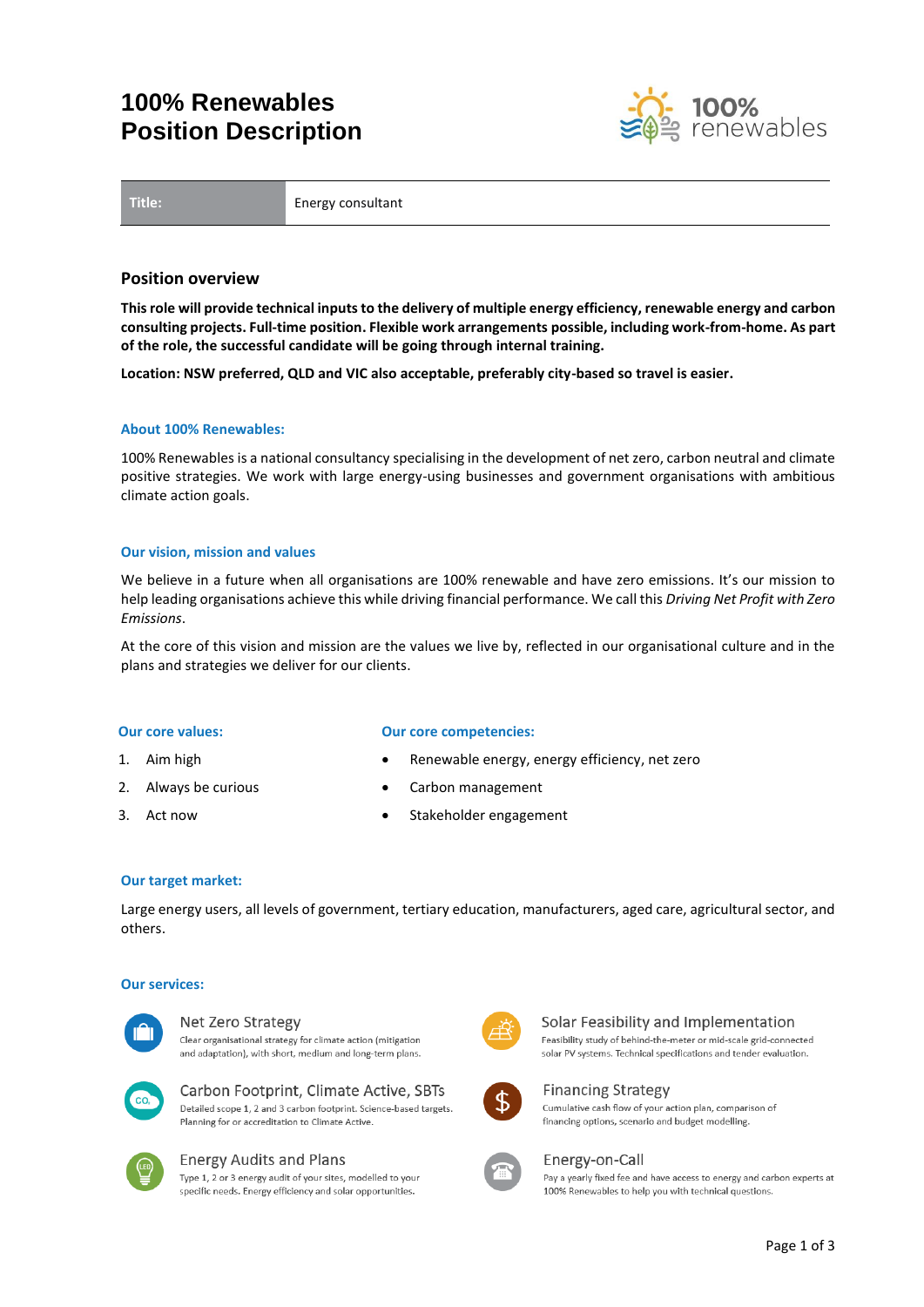# 100% Renewables Position Description

| Title: | Energy consultant |
|---|---|

## Position overview

**This role will provide technical inputs to the delivery of multiple energy efficiency, renewable energy and carbon consulting projects. Full-time position. Flexible work arrangements possible, including work-from-home. As part of the role, the successful candidate will be going through internal training.**

**Location: NSW preferred, QLD and VIC also acceptable, preferably city-based so travel is easier.**

### About 100% Renewables:

100% Renewables is a national consultancy specialising in the development of net zero, carbon neutral and climate positive strategies. We work with large energy-using businesses and government organisations with ambitious climate action goals.

### Our vision, mission and values

We believe in a future when all organisations are 100% renewable and have zero emissions. It's our mission to help leading organisations achieve this while driving financial performance. We call this *Driving Net Profit with Zero Emissions*.

At the core of this vision and mission are the values we live by, reflected in our organisational culture and in the plans and strategies we deliver for our clients.

### Our core values:

1. Aim high
2. Always be curious
3. Act now

### Our core competencies:

- Renewable energy, energy efficiency, net zero
- Carbon management
- Stakeholder engagement

### Our target market:

Large energy users, all levels of government, tertiary education, manufacturers, aged care, agricultural sector, and others.

### Our services:

**Net Zero Strategy**
Clear organisational strategy for climate action (mitigation and adaptation), with short, medium and long-term plans.

**Carbon Footprint, Climate Active, SBTs**
Detailed scope 1, 2 and 3 carbon footprint. Science-based targets. Planning for or accreditation to Climate Active.

**Energy Audits and Plans**
Type 1, 2 or 3 energy audit of your sites, modelled to your specific needs. Energy efficiency and solar opportunities.

**Solar Feasibility and Implementation**
Feasibility study of behind-the-meter or mid-scale grid-connected solar PV systems. Technical specifications and tender evaluation.

**Financing Strategy**
Cumulative cash flow of your action plan, comparison of financing options, scenario and budget modelling.

**Energy-on-Call**
Pay a yearly fixed fee and have access to energy and carbon experts at 100% Renewables to help you with technical questions.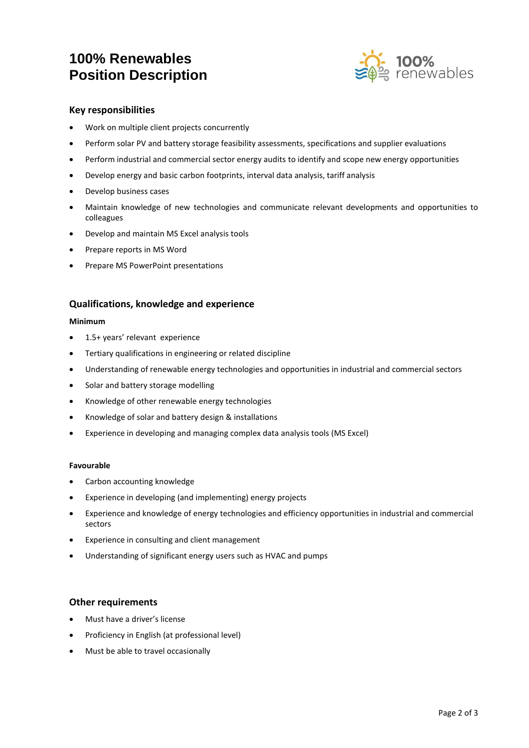# 100% Renewables
# Position Description

## Key responsibilities

- Work on multiple client projects concurrently
- Perform solar PV and battery storage feasibility assessments, specifications and supplier evaluations
- Perform industrial and commercial sector energy audits to identify and scope new energy opportunities
- Develop energy and basic carbon footprints, interval data analysis, tariff analysis
- Develop business cases
- Maintain knowledge of new technologies and communicate relevant developments and opportunities to colleagues
- Develop and maintain MS Excel analysis tools
- Prepare reports in MS Word
- Prepare MS PowerPoint presentations

## Qualifications, knowledge and experience

### Minimum

- 1.5+ years' relevant experience
- Tertiary qualifications in engineering or related discipline
- Understanding of renewable energy technologies and opportunities in industrial and commercial sectors
- Solar and battery storage modelling
- Knowledge of other renewable energy technologies
- Knowledge of solar and battery design & installations
- Experience in developing and managing complex data analysis tools (MS Excel)

### Favourable

- Carbon accounting knowledge
- Experience in developing (and implementing) energy projects
- Experience and knowledge of energy technologies and efficiency opportunities in industrial and commercial sectors
- Experience in consulting and client management
- Understanding of significant energy users such as HVAC and pumps

## Other requirements

- Must have a driver's license
- Proficiency in English (at professional level)
- Must be able to travel occasionally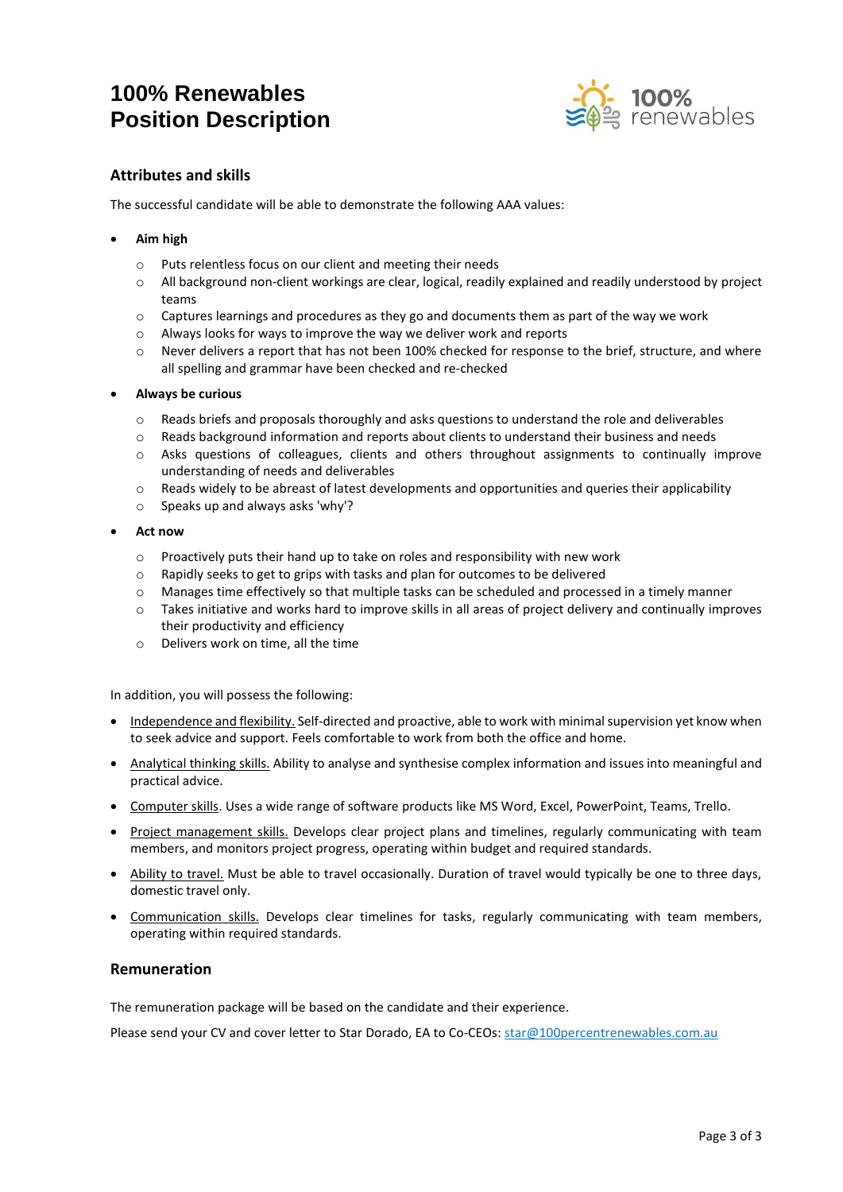# 100% Renewables
# Position Description

## Attributes and skills

The successful candidate will be able to demonstrate the following AAA values:

- **Aim high**
  - Puts relentless focus on our client and meeting their needs
  - All background non-client workings are clear, logical, readily explained and readily understood by project teams
  - Captures learnings and procedures as they go and documents them as part of the way we work
  - Always looks for ways to improve the way we deliver work and reports
  - Never delivers a report that has not been 100% checked for response to the brief, structure, and where all spelling and grammar have been checked and re-checked
- **Always be curious**
  - Reads briefs and proposals thoroughly and asks questions to understand the role and deliverables
  - Reads background information and reports about clients to understand their business and needs
  - Asks questions of colleagues, clients and others throughout assignments to continually improve understanding of needs and deliverables
  - Reads widely to be abreast of latest developments and opportunities and queries their applicability
  - Speaks up and always asks 'why'?
- **Act now**
  - Proactively puts their hand up to take on roles and responsibility with new work
  - Rapidly seeks to get to grips with tasks and plan for outcomes to be delivered
  - Manages time effectively so that multiple tasks can be scheduled and processed in a timely manner
  - Takes initiative and works hard to improve skills in all areas of project delivery and continually improves their productivity and efficiency
  - Delivers work on time, all the time

In addition, you will possess the following:

- Independence and flexibility. Self-directed and proactive, able to work with minimal supervision yet know when to seek advice and support. Feels comfortable to work from both the office and home.
- Analytical thinking skills. Ability to analyse and synthesise complex information and issues into meaningful and practical advice.
- Computer skills. Uses a wide range of software products like MS Word, Excel, PowerPoint, Teams, Trello.
- Project management skills. Develops clear project plans and timelines, regularly communicating with team members, and monitors project progress, operating within budget and required standards.
- Ability to travel. Must be able to travel occasionally. Duration of travel would typically be one to three days, domestic travel only.
- Communication skills. Develops clear timelines for tasks, regularly communicating with team members, operating within required standards.

## Remuneration

The remuneration package will be based on the candidate and their experience.

Please send your CV and cover letter to Star Dorado, EA to Co-CEOs: star@100percentrenewables.com.au